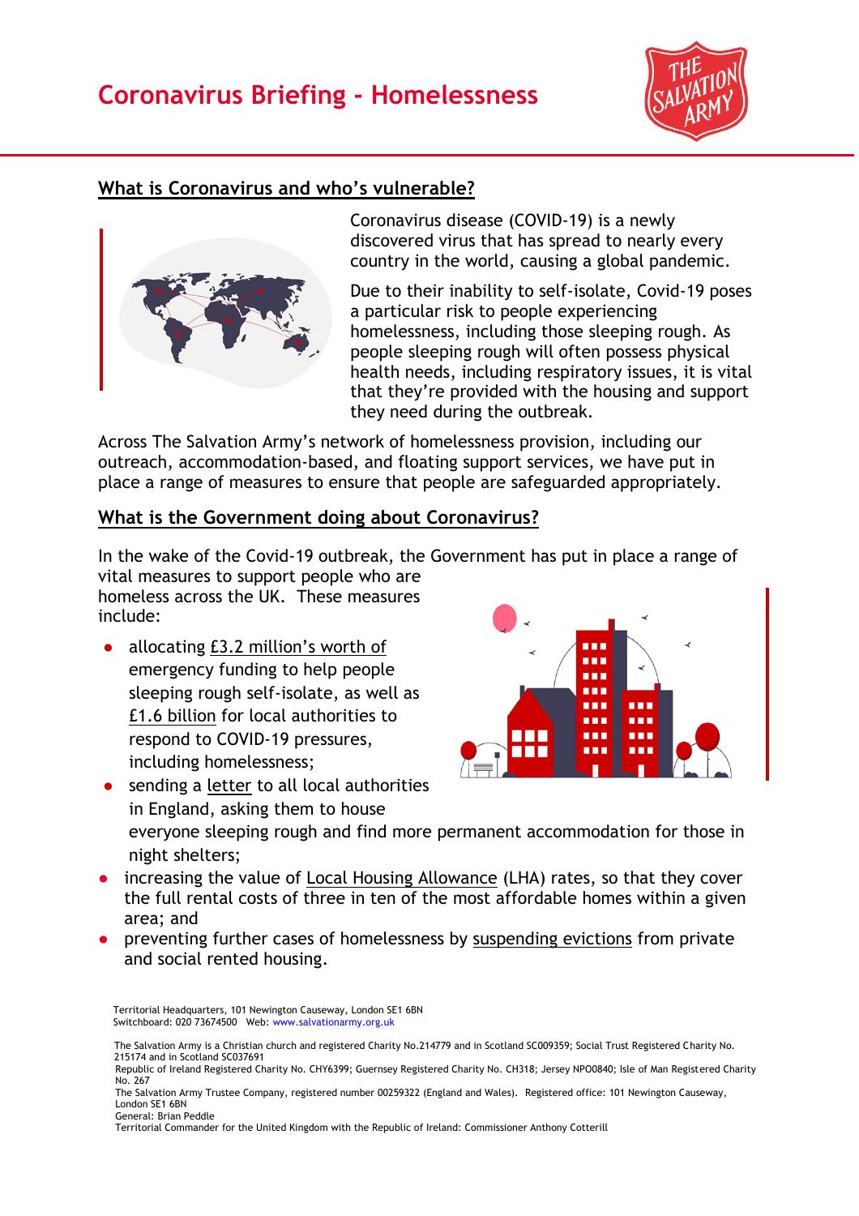# Coronavirus Briefing - Homelessness

## What is Coronavirus and who's vulnerable?

Coronavirus disease (COVID-19) is a newly discovered virus that has spread to nearly every country in the world, causing a global pandemic.

Due to their inability to self-isolate, Covid-19 poses a particular risk to people experiencing homelessness, including those sleeping rough. As people sleeping rough will often possess physical health needs, including respiratory issues, it is vital that they're provided with the housing and support they need during the outbreak.

Across The Salvation Army's network of homelessness provision, including our outreach, accommodation-based, and floating support services, we have put in place a range of measures to ensure that people are safeguarded appropriately.

## What is the Government doing about Coronavirus?

In the wake of the Covid-19 outbreak, the Government has put in place a range of vital measures to support people who are homeless across the UK. These measures include:

- allocating £3.2 million's worth of emergency funding to help people sleeping rough self-isolate, as well as £1.6 billion for local authorities to respond to COVID-19 pressures, including homelessness;
- sending a letter to all local authorities in England, asking them to house everyone sleeping rough and find more permanent accommodation for those in night shelters;
- increasing the value of Local Housing Allowance (LHA) rates, so that they cover the full rental costs of three in ten of the most affordable homes within a given area; and
- preventing further cases of homelessness by suspending evictions from private and social rented housing.

Territorial Headquarters, 101 Newington Causeway, London SE1 6BN
Switchboard: 020 73674500 Web: www.salvationarmy.org.uk

The Salvation Army is a Christian church and registered Charity No.214779 and in Scotland SC009359; Social Trust Registered Charity No. 215174 and in Scotland SC037691
Republic of Ireland Registered Charity No. CHY6399; Guernsey Registered Charity No. CH318; Jersey NPO0840; Isle of Man Registered Charity No. 267
The Salvation Army Trustee Company, registered number 00259322 (England and Wales). Registered office: 101 Newington Causeway, London SE1 6BN
General: Brian Peddle
Territorial Commander for the United Kingdom with the Republic of Ireland: Commissioner Anthony Cotterill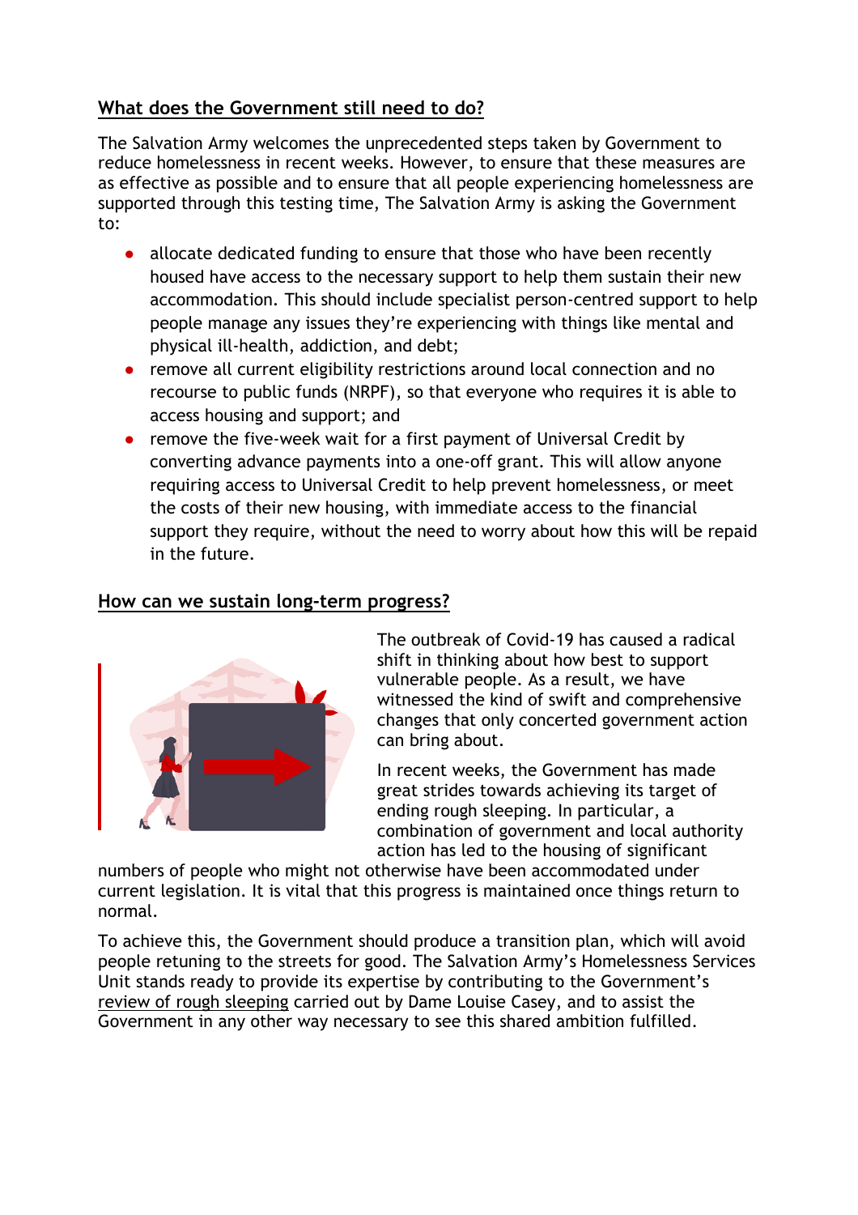## What does the Government still need to do?

The Salvation Army welcomes the unprecedented steps taken by Government to reduce homelessness in recent weeks. However, to ensure that these measures are as effective as possible and to ensure that all people experiencing homelessness are supported through this testing time, The Salvation Army is asking the Government to:

- allocate dedicated funding to ensure that those who have been recently housed have access to the necessary support to help them sustain their new accommodation. This should include specialist person-centred support to help people manage any issues they're experiencing with things like mental and physical ill-health, addiction, and debt;
- remove all current eligibility restrictions around local connection and no recourse to public funds (NRPF), so that everyone who requires it is able to access housing and support; and
- remove the five-week wait for a first payment of Universal Credit by converting advance payments into a one-off grant. This will allow anyone requiring access to Universal Credit to help prevent homelessness, or meet the costs of their new housing, with immediate access to the financial support they require, without the need to worry about how this will be repaid in the future.

## How can we sustain long-term progress?

The outbreak of Covid-19 has caused a radical shift in thinking about how best to support vulnerable people. As a result, we have witnessed the kind of swift and comprehensive changes that only concerted government action can bring about.

In recent weeks, the Government has made great strides towards achieving its target of ending rough sleeping. In particular, a combination of government and local authority action has led to the housing of significant numbers of people who might not otherwise have been accommodated under current legislation. It is vital that this progress is maintained once things return to normal.

To achieve this, the Government should produce a transition plan, which will avoid people retuning to the streets for good. The Salvation Army's Homelessness Services Unit stands ready to provide its expertise by contributing to the Government's review of rough sleeping carried out by Dame Louise Casey, and to assist the Government in any other way necessary to see this shared ambition fulfilled.